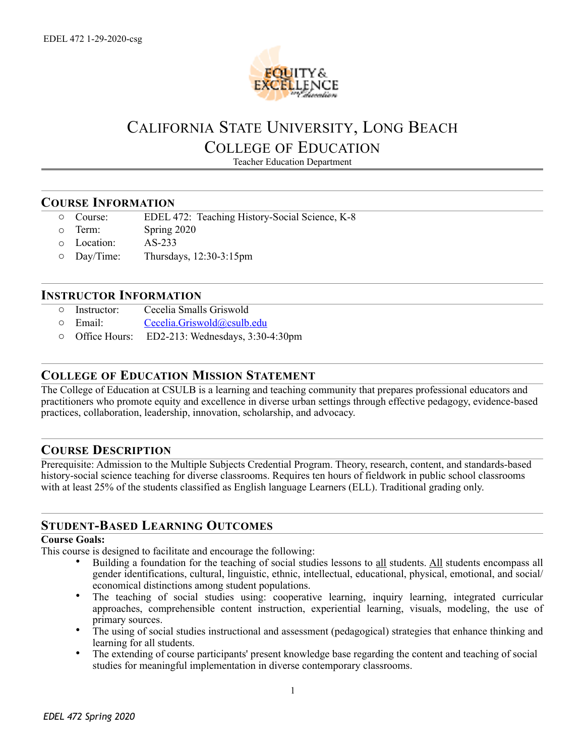# California State University, Long Beach
## College of Education
Teacher Education Department

## Course Information

- Course: EDEL 472: Teaching History-Social Science, K-8
- Term: Spring 2020
- Location: AS-233
- Day/Time: Thursdays, 12:30-3:15pm

## Instructor Information

- Instructor: Cecelia Smalls Griswold
- Email: Cecelia.Griswold@csulb.edu
- Office Hours: ED2-213: Wednesdays, 3:30-4:30pm

## College of Education Mission Statement

The College of Education at CSULB is a learning and teaching community that prepares professional educators and practitioners who promote equity and excellence in diverse urban settings through effective pedagogy, evidence-based practices, collaboration, leadership, innovation, scholarship, and advocacy.

## Course Description

Prerequisite: Admission to the Multiple Subjects Credential Program. Theory, research, content, and standards-based history-social science teaching for diverse classrooms. Requires ten hours of fieldwork in public school classrooms with at least 25% of the students classified as English language Learners (ELL). Traditional grading only.

## Student-Based Learning Outcomes

**Course Goals:**

This course is designed to facilitate and encourage the following:

- Building a foundation for the teaching of social studies lessons to all students. All students encompass all gender identifications, cultural, linguistic, ethnic, intellectual, educational, physical, emotional, and social/economical distinctions among student populations.
- The teaching of social studies using: cooperative learning, inquiry learning, integrated curricular approaches, comprehensible content instruction, experiential learning, visuals, modeling, the use of primary sources.
- The using of social studies instructional and assessment (pedagogical) strategies that enhance thinking and learning for all students.
- The extending of course participants' present knowledge base regarding the content and teaching of social studies for meaningful implementation in diverse contemporary classrooms.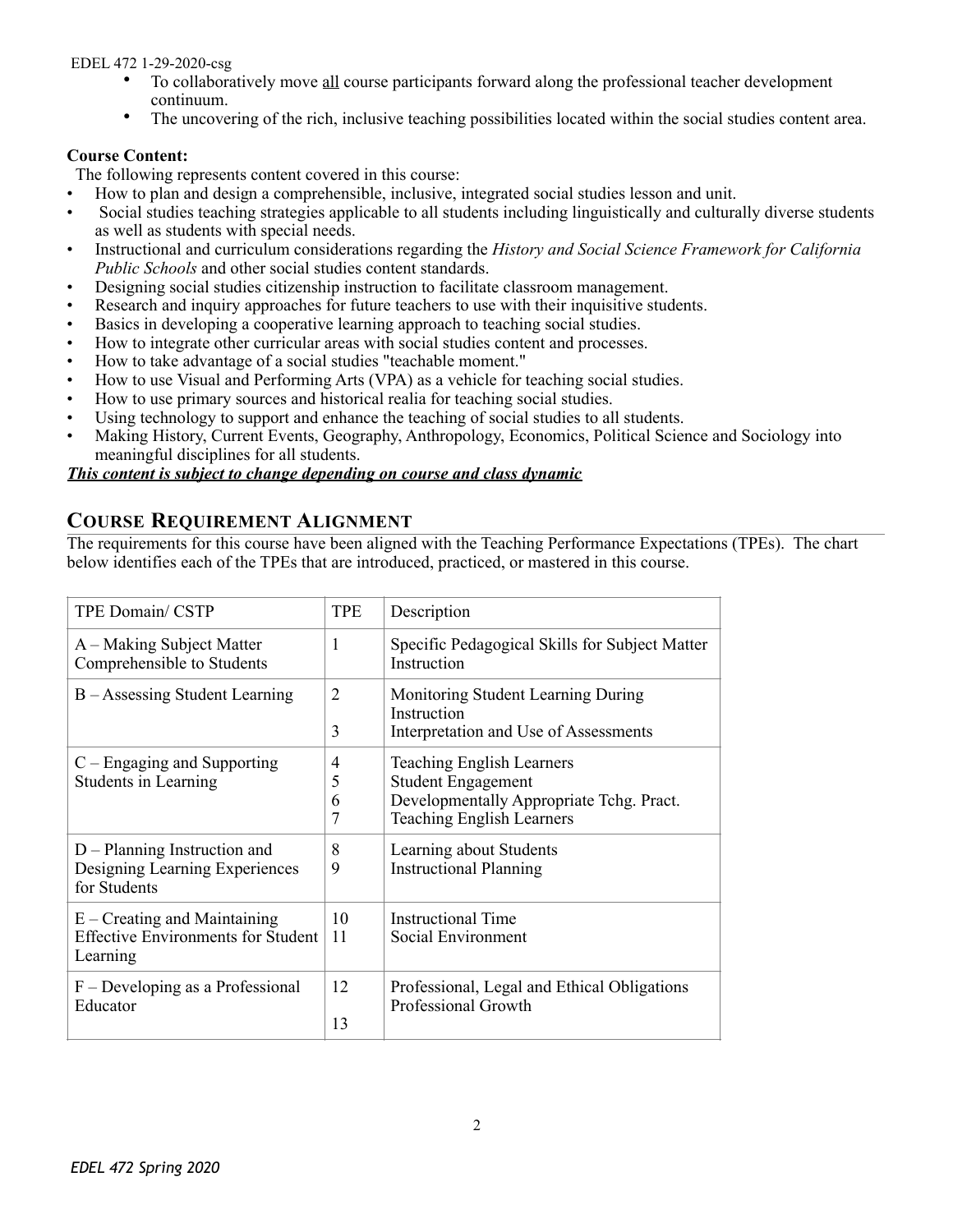- To collaboratively move all course participants forward along the professional teacher development continuum.
- The uncovering of the rich, inclusive teaching possibilities located within the social studies content area.

**Course Content:**

The following represents content covered in this course:

- How to plan and design a comprehensible, inclusive, integrated social studies lesson and unit.
- Social studies teaching strategies applicable to all students including linguistically and culturally diverse students as well as students with special needs.
- Instructional and curriculum considerations regarding the *History and Social Science Framework for California Public Schools* and other social studies content standards.
- Designing social studies citizenship instruction to facilitate classroom management.
- Research and inquiry approaches for future teachers to use with their inquisitive students.
- Basics in developing a cooperative learning approach to teaching social studies.
- How to integrate other curricular areas with social studies content and processes.
- How to take advantage of a social studies "teachable moment."
- How to use Visual and Performing Arts (VPA) as a vehicle for teaching social studies.
- How to use primary sources and historical realia for teaching social studies.
- Using technology to support and enhance the teaching of social studies to all students.
- Making History, Current Events, Geography, Anthropology, Economics, Political Science and Sociology into meaningful disciplines for all students.

***This content is subject to change depending on course and class dynamic***

## Course Requirement Alignment

The requirements for this course have been aligned with the Teaching Performance Expectations (TPEs). The chart below identifies each of the TPEs that are introduced, practiced, or mastered in this course.

| TPE Domain/ CSTP | TPE | Description |
|---|---|---|
| A – Making Subject Matter Comprehensible to Students | 1 | Specific Pedagogical Skills for Subject Matter Instruction |
| B – Assessing Student Learning | 2<br>3 | Monitoring Student Learning During Instruction<br>Interpretation and Use of Assessments |
| C – Engaging and Supporting Students in Learning | 4<br>5<br>6<br>7 | Teaching English Learners<br>Student Engagement<br>Developmentally Appropriate Tchg. Pract.<br>Teaching English Learners |
| D – Planning Instruction and Designing Learning Experiences for Students | 8<br>9 | Learning about Students<br>Instructional Planning |
| E – Creating and Maintaining Effective Environments for Student Learning | 10<br>11 | Instructional Time<br>Social Environment |
| F – Developing as a Professional Educator | 12<br>13 | Professional, Legal and Ethical Obligations<br>Professional Growth |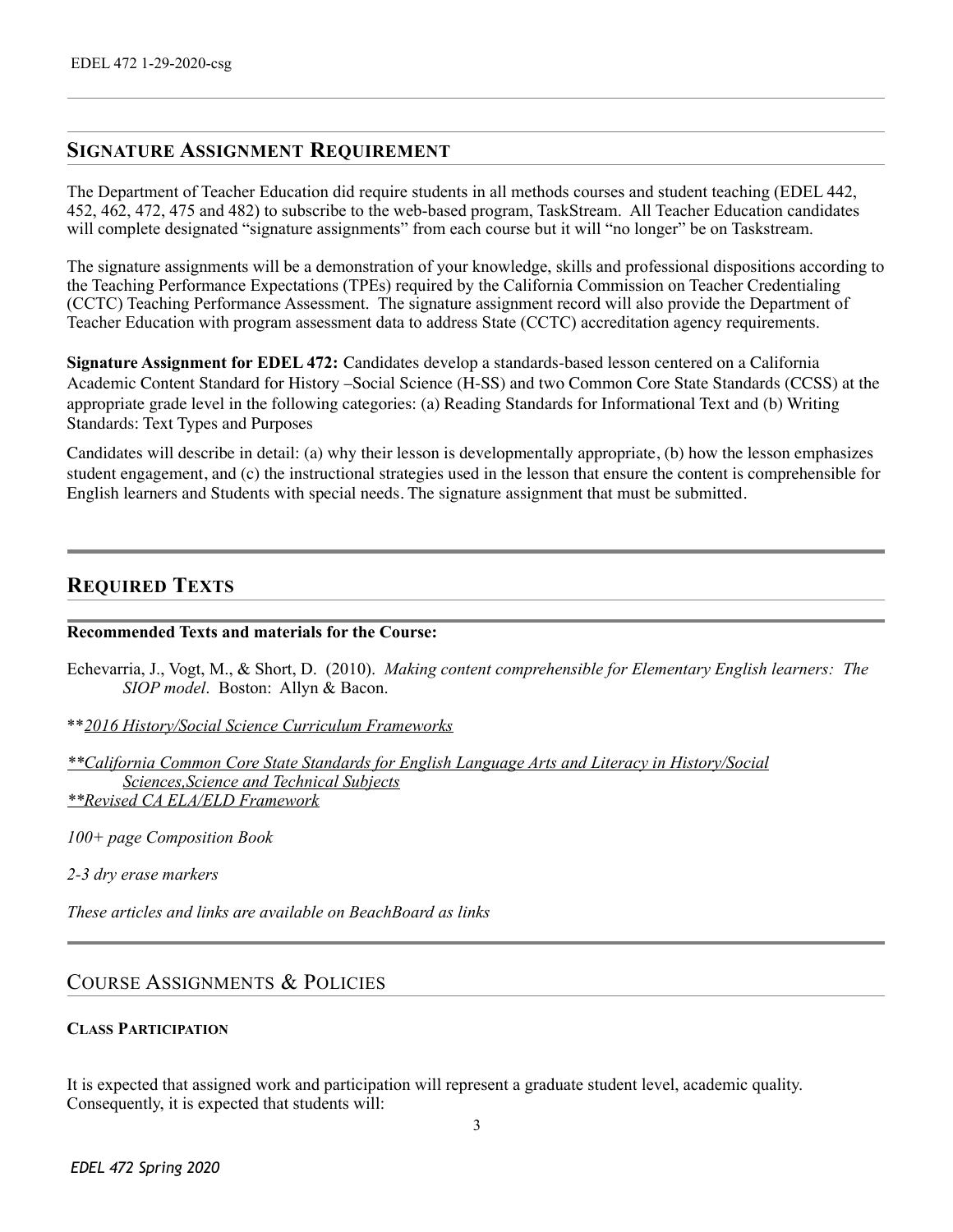## Signature Assignment Requirement

The Department of Teacher Education did require students in all methods courses and student teaching (EDEL 442, 452, 462, 472, 475 and 482) to subscribe to the web-based program, TaskStream. All Teacher Education candidates will complete designated "signature assignments" from each course but it will "no longer" be on Taskstream.

The signature assignments will be a demonstration of your knowledge, skills and professional dispositions according to the Teaching Performance Expectations (TPEs) required by the California Commission on Teacher Credentialing (CCTC) Teaching Performance Assessment. The signature assignment record will also provide the Department of Teacher Education with program assessment data to address State (CCTC) accreditation agency requirements.

**Signature Assignment for EDEL 472:** Candidates develop a standards-based lesson centered on a California Academic Content Standard for History –Social Science (H-SS) and two Common Core State Standards (CCSS) at the appropriate grade level in the following categories: (a) Reading Standards for Informational Text and (b) Writing Standards: Text Types and Purposes

Candidates will describe in detail: (a) why their lesson is developmentally appropriate, (b) how the lesson emphasizes student engagement, and (c) the instructional strategies used in the lesson that ensure the content is comprehensible for English learners and Students with special needs. The signature assignment that must be submitted.

## Required Texts

**Recommended Texts and materials for the Course:**

Echevarria, J., Vogt, M., & Short, D. (2010). *Making content comprehensible for Elementary English learners: The SIOP model*. Boston: Allyn & Bacon.

***2016 History/Social Science Curriculum Frameworks*

***California Common Core State Standards for English Language Arts and Literacy in History/Social Sciences,Science and Technical Subjects*

***Revised CA ELA/ELD Framework*

*100+ page Composition Book*

*2-3 dry erase markers*

*These articles and links are available on BeachBoard as links*

## Course Assignments & Policies

### Class Participation

It is expected that assigned work and participation will represent a graduate student level, academic quality. Consequently, it is expected that students will: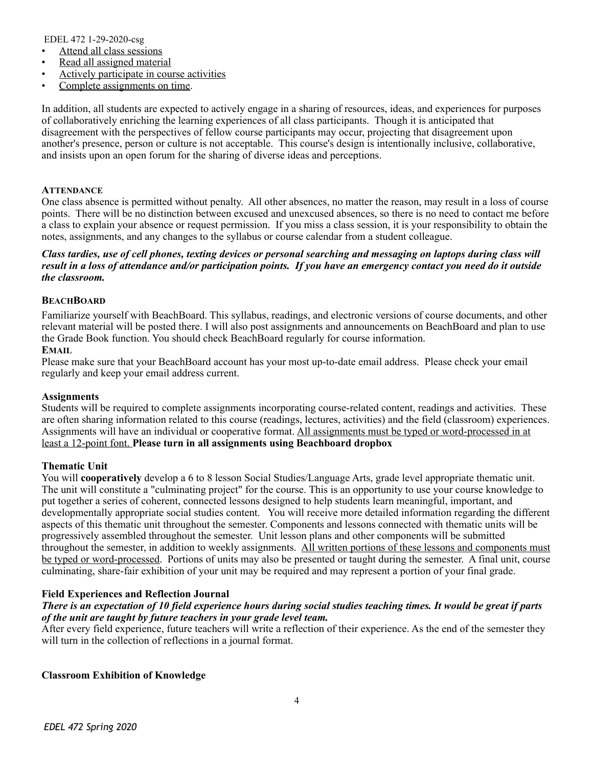- Attend all class sessions
- Read all assigned material
- Actively participate in course activities
- Complete assignments on time.

In addition, all students are expected to actively engage in a sharing of resources, ideas, and experiences for purposes of collaboratively enriching the learning experiences of all class participants. Though it is anticipated that disagreement with the perspectives of fellow course participants may occur, projecting that disagreement upon another's presence, person or culture is not acceptable. This course's design is intentionally inclusive, collaborative, and insists upon an open forum for the sharing of diverse ideas and perceptions.

### ATTENDANCE

One class absence is permitted without penalty. All other absences, no matter the reason, may result in a loss of course points. There will be no distinction between excused and unexcused absences, so there is no need to contact me before a class to explain your absence or request permission. If you miss a class session, it is your responsibility to obtain the notes, assignments, and any changes to the syllabus or course calendar from a student colleague.

***Class tardies, use of cell phones, texting devices or personal searching and messaging on laptops during class will result in a loss of attendance and/or participation points. If you have an emergency contact you need do it outside the classroom.***

### BEACHBOARD

Familiarize yourself with BeachBoard. This syllabus, readings, and electronic versions of course documents, and other relevant material will be posted there. I will also post assignments and announcements on BeachBoard and plan to use the Grade Book function. You should check BeachBoard regularly for course information.

### EMAIL

Please make sure that your BeachBoard account has your most up-to-date email address. Please check your email regularly and keep your email address current.

### Assignments

Students will be required to complete assignments incorporating course-related content, readings and activities. These are often sharing information related to this course (readings, lectures, activities) and the field (classroom) experiences. Assignments will have an individual or cooperative format. All assignments must be typed or word-processed in at least a 12-point font. **Please turn in all assignments using Beachboard dropbox**

### Thematic Unit

You will **cooperatively** develop a 6 to 8 lesson Social Studies/Language Arts, grade level appropriate thematic unit. The unit will constitute a "culminating project" for the course. This is an opportunity to use your course knowledge to put together a series of coherent, connected lessons designed to help students learn meaningful, important, and developmentally appropriate social studies content. You will receive more detailed information regarding the different aspects of this thematic unit throughout the semester. Components and lessons connected with thematic units will be progressively assembled throughout the semester. Unit lesson plans and other components will be submitted throughout the semester, in addition to weekly assignments. All written portions of these lessons and components must be typed or word-processed. Portions of units may also be presented or taught during the semester. A final unit, course culminating, share-fair exhibition of your unit may be required and may represent a portion of your final grade.

### Field Experiences and Reflection Journal

***There is an expectation of 10 field experience hours during social studies teaching times. It would be great if parts of the unit are taught by future teachers in your grade level team.***

After every field experience, future teachers will write a reflection of their experience. As the end of the semester they will turn in the collection of reflections in a journal format.

### Classroom Exhibition of Knowledge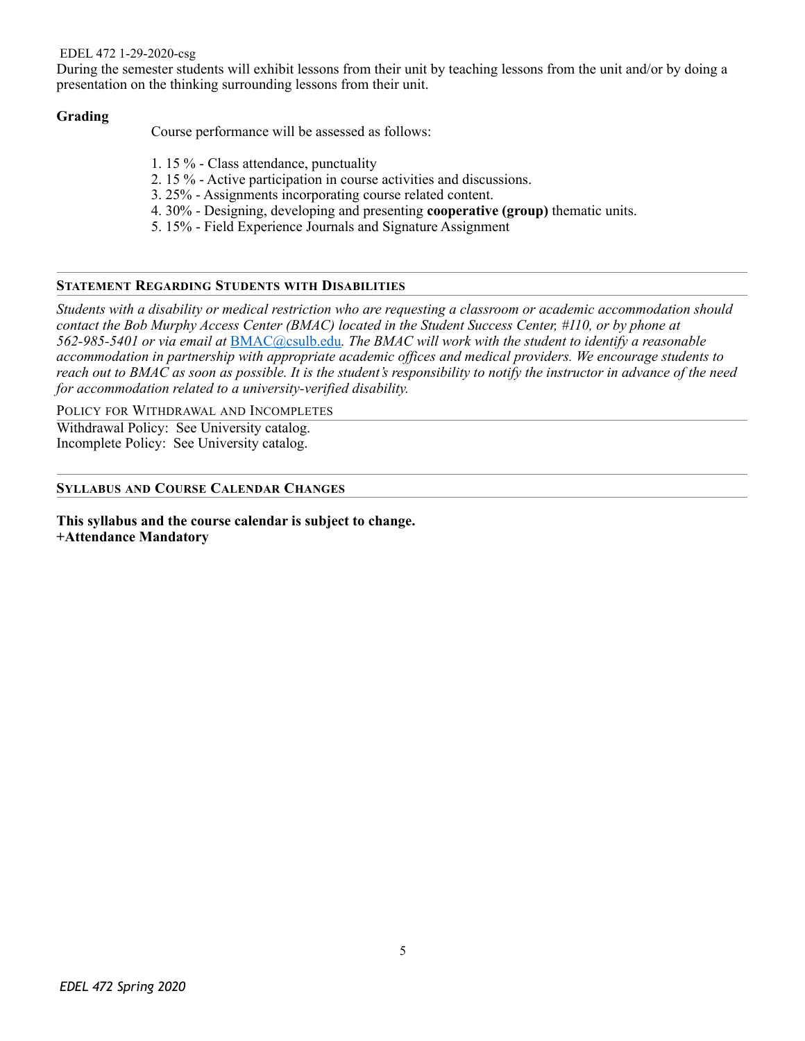During the semester students will exhibit lessons from their unit by teaching lessons from the unit and/or by doing a presentation on the thinking surrounding lessons from their unit.

**Grading**

Course performance will be assessed as follows:

1. 15 % - Class attendance, punctuality
2. 15 % - Active participation in course activities and discussions.
3. 25% - Assignments incorporating course related content.
4. 30% - Designing, developing and presenting **cooperative (group)** thematic units.
5. 15% - Field Experience Journals and Signature Assignment

---

**STATEMENT REGARDING STUDENTS WITH DISABILITIES**

*Students with a disability or medical restriction who are requesting a classroom or academic accommodation should contact the Bob Murphy Access Center (BMAC) located in the Student Success Center, #110, or by phone at 562-985-5401 or via email at* BMAC@csulb.edu*. The BMAC will work with the student to identify a reasonable accommodation in partnership with appropriate academic offices and medical providers. We encourage students to reach out to BMAC as soon as possible. It is the student's responsibility to notify the instructor in advance of the need for accommodation related to a university-verified disability.*

POLICY FOR WITHDRAWAL AND INCOMPLETES

Withdrawal Policy: See University catalog.
Incomplete Policy: See University catalog.

---

**SYLLABUS AND COURSE CALENDAR CHANGES**

**This syllabus and the course calendar is subject to change.**
**+Attendance Mandatory**